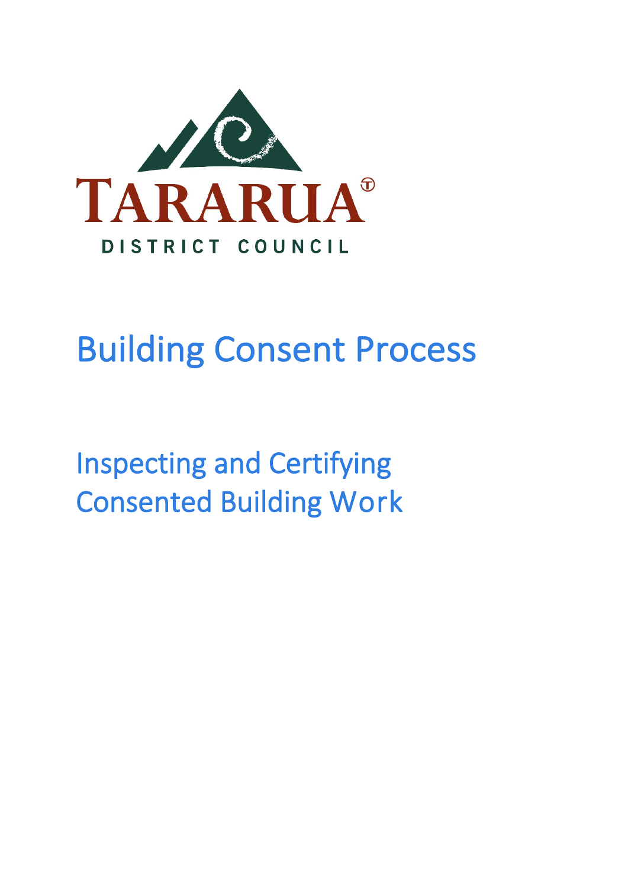TARARUA

DISTRICT COUNCIL

# Building Consent Process

## Inspecting and Certifying Consented Building Work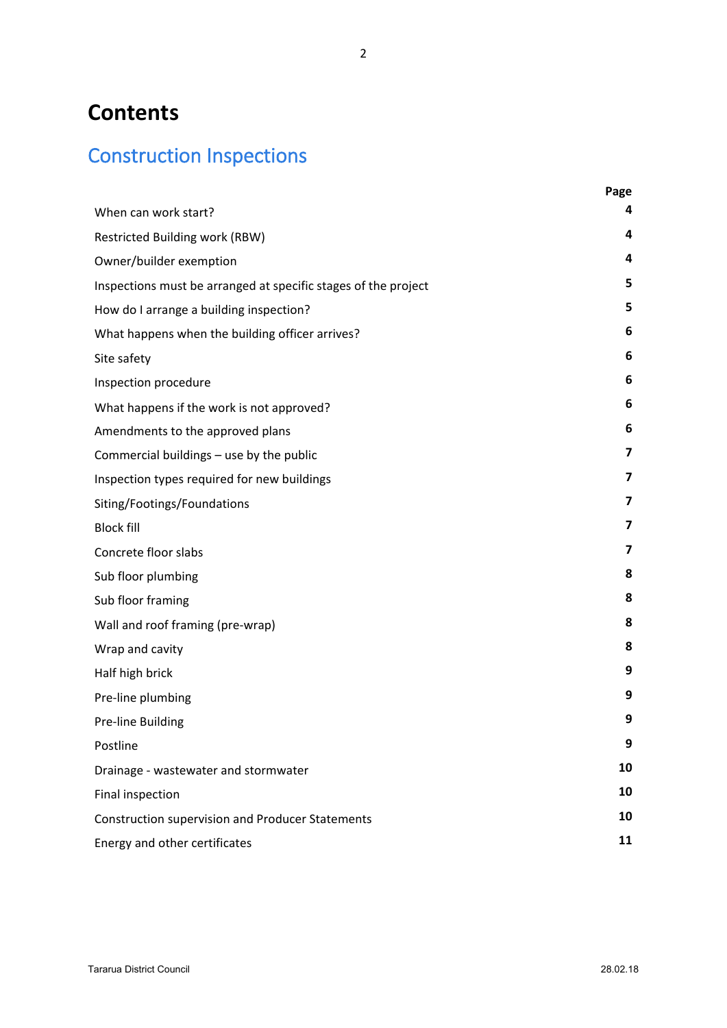# Contents

## Construction Inspections

| | Page |
|---|---|
| When can work start? | 4 |
| Restricted Building work (RBW) | 4 |
| Owner/builder exemption | 4 |
| Inspections must be arranged at specific stages of the project | 5 |
| How do I arrange a building inspection? | 5 |
| What happens when the building officer arrives? | 6 |
| Site safety | 6 |
| Inspection procedure | 6 |
| What happens if the work is not approved? | 6 |
| Amendments to the approved plans | 6 |
| Commercial buildings – use by the public | 7 |
| Inspection types required for new buildings | 7 |
| Siting/Footings/Foundations | 7 |
| Block fill | 7 |
| Concrete floor slabs | 7 |
| Sub floor plumbing | 8 |
| Sub floor framing | 8 |
| Wall and roof framing (pre-wrap) | 8 |
| Wrap and cavity | 8 |
| Half high brick | 9 |
| Pre-line plumbing | 9 |
| Pre-line Building | 9 |
| Postline | 9 |
| Drainage - wastewater and stormwater | 10 |
| Final inspection | 10 |
| Construction supervision and Producer Statements | 10 |
| Energy and other certificates | 11 |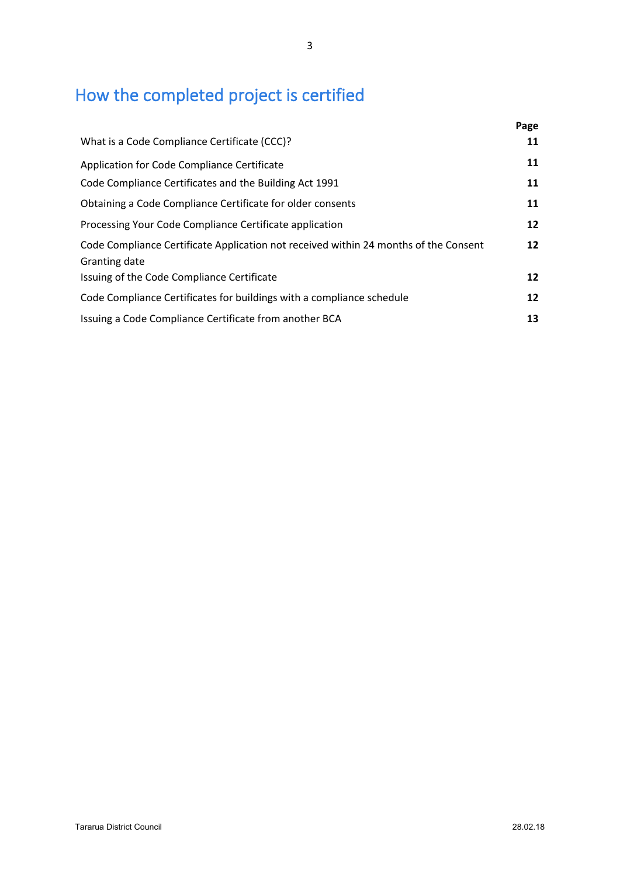# How the completed project is certified

| | Page |
|---|---|
| What is a Code Compliance Certificate (CCC)? | **11** |
| Application for Code Compliance Certificate | **11** |
| Code Compliance Certificates and the Building Act 1991 | **11** |
| Obtaining a Code Compliance Certificate for older consents | **11** |
| Processing Your Code Compliance Certificate application | **12** |
| Code Compliance Certificate Application not received within 24 months of the Consent Granting date | **12** |
| Issuing of the Code Compliance Certificate | **12** |
| Code Compliance Certificates for buildings with a compliance schedule | **12** |
| Issuing a Code Compliance Certificate from another BCA | **13** |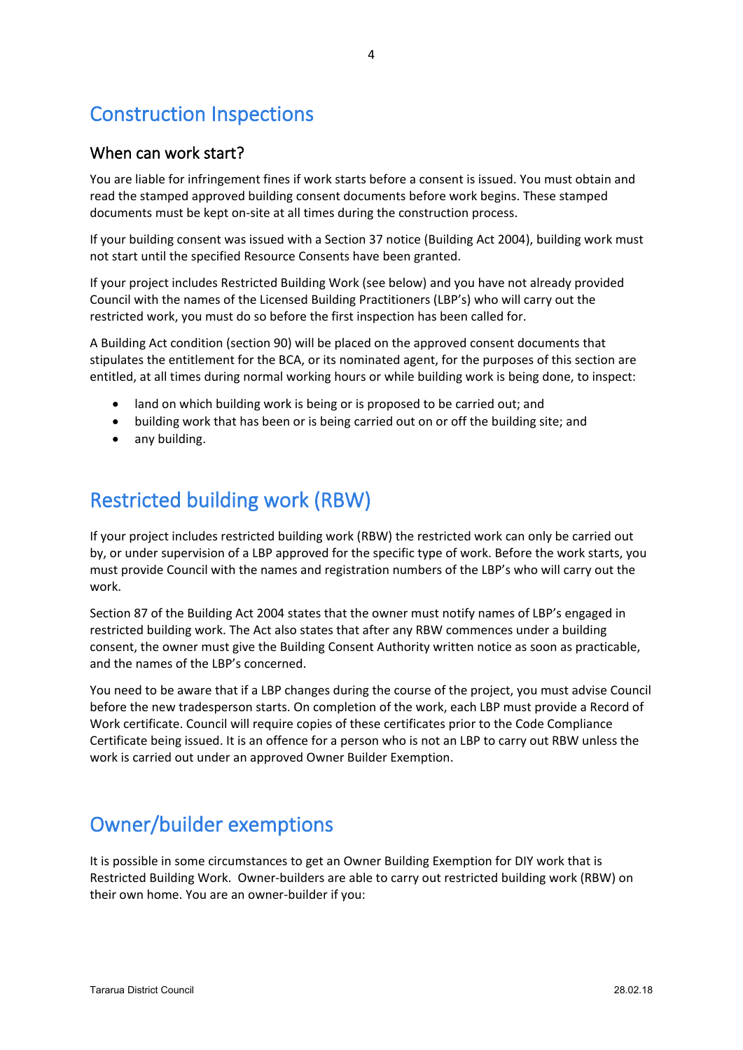# Construction Inspections

## When can work start?

You are liable for infringement fines if work starts before a consent is issued. You must obtain and read the stamped approved building consent documents before work begins. These stamped documents must be kept on-site at all times during the construction process.

If your building consent was issued with a Section 37 notice (Building Act 2004), building work must not start until the specified Resource Consents have been granted.

If your project includes Restricted Building Work (see below) and you have not already provided Council with the names of the Licensed Building Practitioners (LBP's) who will carry out the restricted work, you must do so before the first inspection has been called for.

A Building Act condition (section 90) will be placed on the approved consent documents that stipulates the entitlement for the BCA, or its nominated agent, for the purposes of this section are entitled, at all times during normal working hours or while building work is being done, to inspect:

- land on which building work is being or is proposed to be carried out; and
- building work that has been or is being carried out on or off the building site; and
- any building.

# Restricted building work (RBW)

If your project includes restricted building work (RBW) the restricted work can only be carried out by, or under supervision of a LBP approved for the specific type of work. Before the work starts, you must provide Council with the names and registration numbers of the LBP's who will carry out the work.

Section 87 of the Building Act 2004 states that the owner must notify names of LBP's engaged in restricted building work. The Act also states that after any RBW commences under a building consent, the owner must give the Building Consent Authority written notice as soon as practicable, and the names of the LBP's concerned.

You need to be aware that if a LBP changes during the course of the project, you must advise Council before the new tradesperson starts. On completion of the work, each LBP must provide a Record of Work certificate. Council will require copies of these certificates prior to the Code Compliance Certificate being issued. It is an offence for a person who is not an LBP to carry out RBW unless the work is carried out under an approved Owner Builder Exemption.

# Owner/builder exemptions

It is possible in some circumstances to get an Owner Building Exemption for DIY work that is Restricted Building Work. Owner-builders are able to carry out restricted building work (RBW) on their own home. You are an owner-builder if you: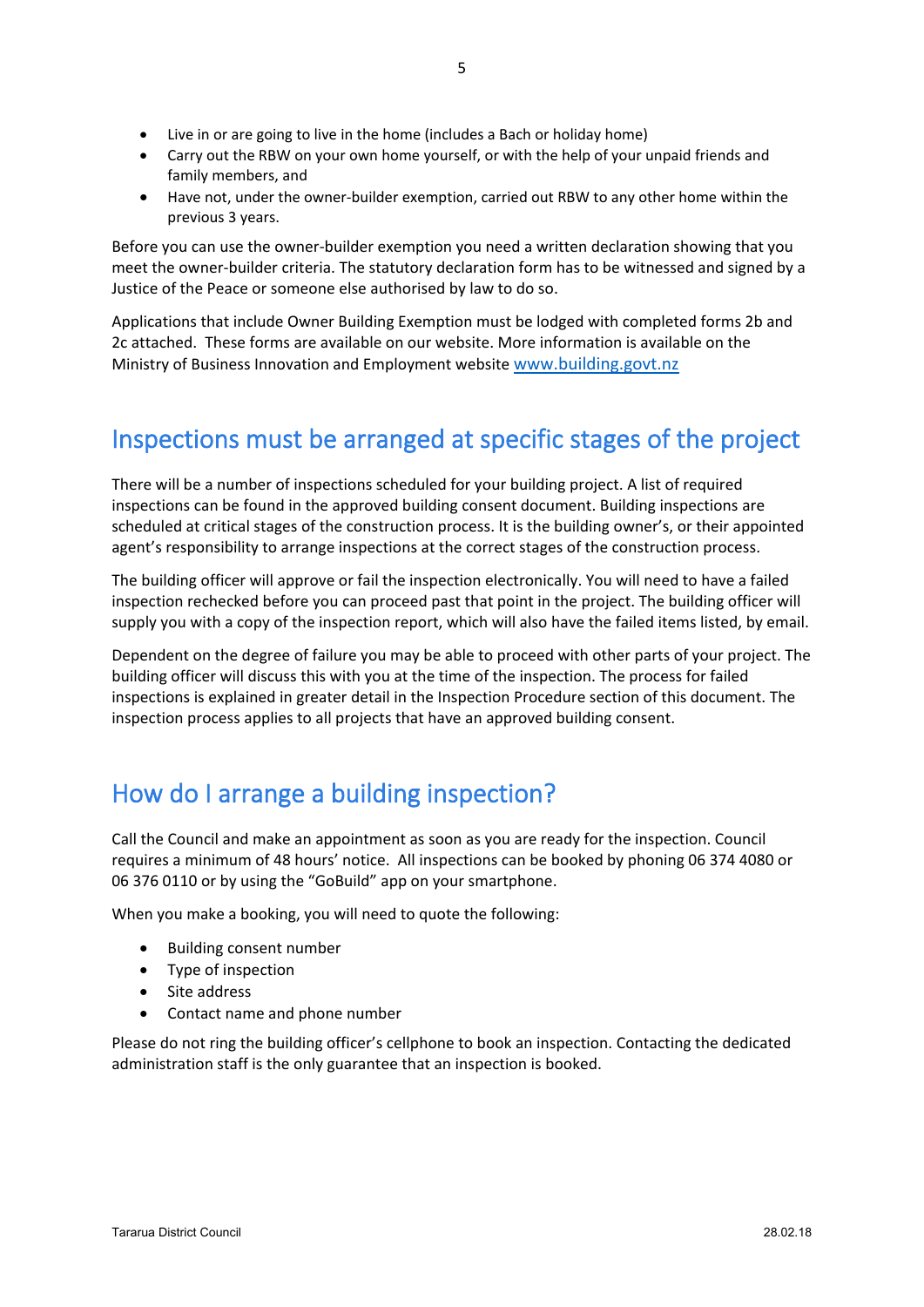- Live in or are going to live in the home (includes a Bach or holiday home)
- Carry out the RBW on your own home yourself, or with the help of your unpaid friends and family members, and
- Have not, under the owner-builder exemption, carried out RBW to any other home within the previous 3 years.

Before you can use the owner-builder exemption you need a written declaration showing that you meet the owner-builder criteria. The statutory declaration form has to be witnessed and signed by a Justice of the Peace or someone else authorised by law to do so.

Applications that include Owner Building Exemption must be lodged with completed forms 2b and 2c attached. These forms are available on our website. More information is available on the Ministry of Business Innovation and Employment website [www.building.govt.nz](http://www.building.govt.nz)

## Inspections must be arranged at specific stages of the project

There will be a number of inspections scheduled for your building project. A list of required inspections can be found in the approved building consent document. Building inspections are scheduled at critical stages of the construction process. It is the building owner's, or their appointed agent's responsibility to arrange inspections at the correct stages of the construction process.

The building officer will approve or fail the inspection electronically. You will need to have a failed inspection rechecked before you can proceed past that point in the project. The building officer will supply you with a copy of the inspection report, which will also have the failed items listed, by email.

Dependent on the degree of failure you may be able to proceed with other parts of your project. The building officer will discuss this with you at the time of the inspection. The process for failed inspections is explained in greater detail in the Inspection Procedure section of this document. The inspection process applies to all projects that have an approved building consent.

## How do I arrange a building inspection?

Call the Council and make an appointment as soon as you are ready for the inspection. Council requires a minimum of 48 hours' notice. All inspections can be booked by phoning 06 374 4080 or 06 376 0110 or by using the "GoBuild" app on your smartphone.

When you make a booking, you will need to quote the following:

- Building consent number
- Type of inspection
- Site address
- Contact name and phone number

Please do not ring the building officer's cellphone to book an inspection. Contacting the dedicated administration staff is the only guarantee that an inspection is booked.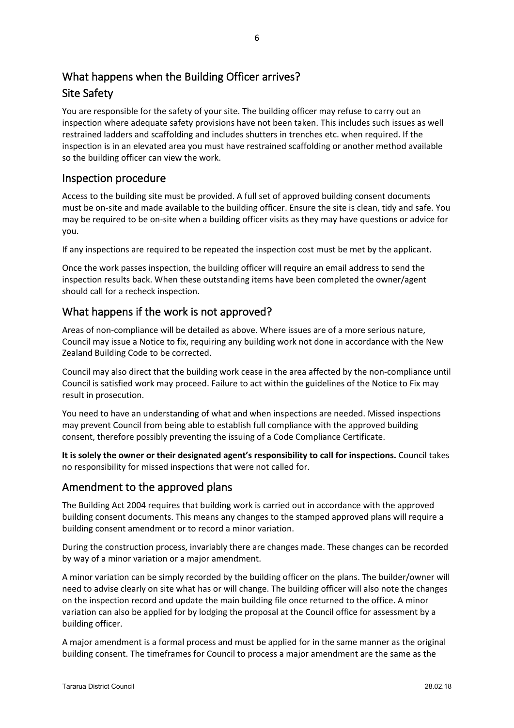## What happens when the Building Officer arrives?

## Site Safety

You are responsible for the safety of your site. The building officer may refuse to carry out an inspection where adequate safety provisions have not been taken. This includes such issues as well restrained ladders and scaffolding and includes shutters in trenches etc. when required. If the inspection is in an elevated area you must have restrained scaffolding or another method available so the building officer can view the work.

## Inspection procedure

Access to the building site must be provided. A full set of approved building consent documents must be on-site and made available to the building officer. Ensure the site is clean, tidy and safe. You may be required to be on-site when a building officer visits as they may have questions or advice for you.

If any inspections are required to be repeated the inspection cost must be met by the applicant.

Once the work passes inspection, the building officer will require an email address to send the inspection results back. When these outstanding items have been completed the owner/agent should call for a recheck inspection.

## What happens if the work is not approved?

Areas of non-compliance will be detailed as above. Where issues are of a more serious nature, Council may issue a Notice to fix, requiring any building work not done in accordance with the New Zealand Building Code to be corrected.

Council may also direct that the building work cease in the area affected by the non-compliance until Council is satisfied work may proceed. Failure to act within the guidelines of the Notice to Fix may result in prosecution.

You need to have an understanding of what and when inspections are needed. Missed inspections may prevent Council from being able to establish full compliance with the approved building consent, therefore possibly preventing the issuing of a Code Compliance Certificate.

**It is solely the owner or their designated agent's responsibility to call for inspections.** Council takes no responsibility for missed inspections that were not called for.

## Amendment to the approved plans

The Building Act 2004 requires that building work is carried out in accordance with the approved building consent documents. This means any changes to the stamped approved plans will require a building consent amendment or to record a minor variation.

During the construction process, invariably there are changes made. These changes can be recorded by way of a minor variation or a major amendment.

A minor variation can be simply recorded by the building officer on the plans. The builder/owner will need to advise clearly on site what has or will change. The building officer will also note the changes on the inspection record and update the main building file once returned to the office. A minor variation can also be applied for by lodging the proposal at the Council office for assessment by a building officer.

A major amendment is a formal process and must be applied for in the same manner as the original building consent. The timeframes for Council to process a major amendment are the same as the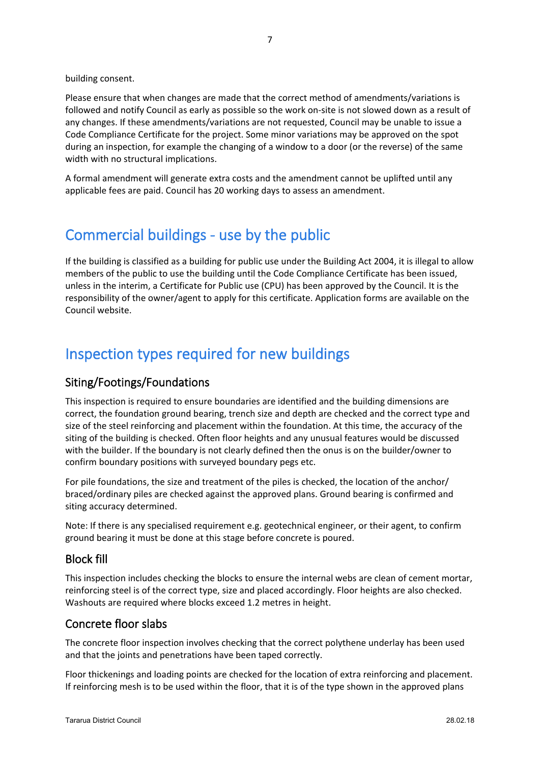building consent.

Please ensure that when changes are made that the correct method of amendments/variations is followed and notify Council as early as possible so the work on-site is not slowed down as a result of any changes. If these amendments/variations are not requested, Council may be unable to issue a Code Compliance Certificate for the project. Some minor variations may be approved on the spot during an inspection, for example the changing of a window to a door (or the reverse) of the same width with no structural implications.

A formal amendment will generate extra costs and the amendment cannot be uplifted until any applicable fees are paid. Council has 20 working days to assess an amendment.

## Commercial buildings - use by the public

If the building is classified as a building for public use under the Building Act 2004, it is illegal to allow members of the public to use the building until the Code Compliance Certificate has been issued, unless in the interim, a Certificate for Public use (CPU) has been approved by the Council. It is the responsibility of the owner/agent to apply for this certificate. Application forms are available on the Council website.

## Inspection types required for new buildings

### Siting/Footings/Foundations

This inspection is required to ensure boundaries are identified and the building dimensions are correct, the foundation ground bearing, trench size and depth are checked and the correct type and size of the steel reinforcing and placement within the foundation. At this time, the accuracy of the siting of the building is checked. Often floor heights and any unusual features would be discussed with the builder. If the boundary is not clearly defined then the onus is on the builder/owner to confirm boundary positions with surveyed boundary pegs etc.

For pile foundations, the size and treatment of the piles is checked, the location of the anchor/ braced/ordinary piles are checked against the approved plans. Ground bearing is confirmed and siting accuracy determined.

Note: If there is any specialised requirement e.g. geotechnical engineer, or their agent, to confirm ground bearing it must be done at this stage before concrete is poured.

### Block fill

This inspection includes checking the blocks to ensure the internal webs are clean of cement mortar, reinforcing steel is of the correct type, size and placed accordingly. Floor heights are also checked. Washouts are required where blocks exceed 1.2 metres in height.

### Concrete floor slabs

The concrete floor inspection involves checking that the correct polythene underlay has been used and that the joints and penetrations have been taped correctly.

Floor thickenings and loading points are checked for the location of extra reinforcing and placement. If reinforcing mesh is to be used within the floor, that it is of the type shown in the approved plans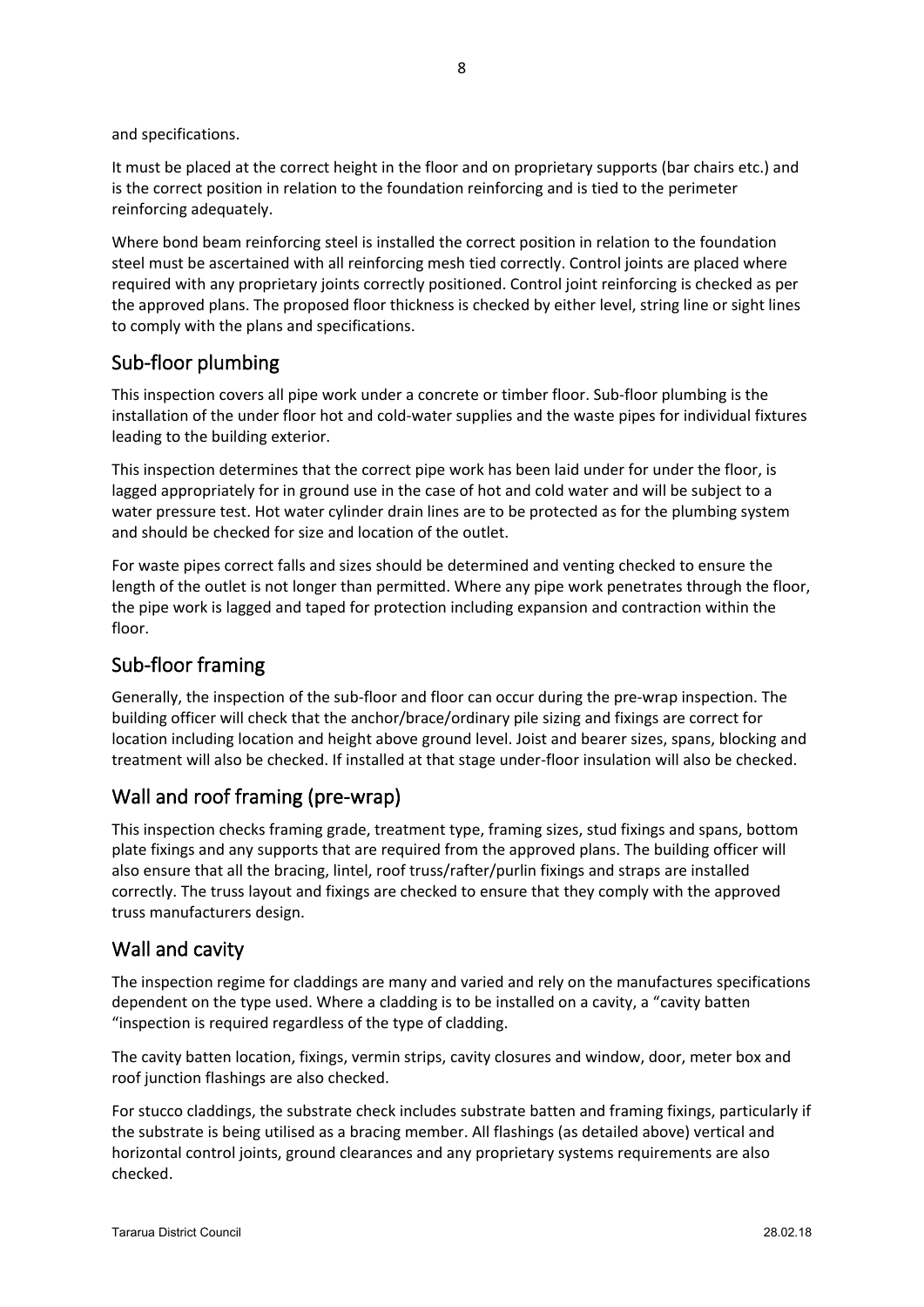and specifications.

It must be placed at the correct height in the floor and on proprietary supports (bar chairs etc.) and is the correct position in relation to the foundation reinforcing and is tied to the perimeter reinforcing adequately.

Where bond beam reinforcing steel is installed the correct position in relation to the foundation steel must be ascertained with all reinforcing mesh tied correctly. Control joints are placed where required with any proprietary joints correctly positioned. Control joint reinforcing is checked as per the approved plans. The proposed floor thickness is checked by either level, string line or sight lines to comply with the plans and specifications.

## Sub-floor plumbing

This inspection covers all pipe work under a concrete or timber floor. Sub-floor plumbing is the installation of the under floor hot and cold-water supplies and the waste pipes for individual fixtures leading to the building exterior.

This inspection determines that the correct pipe work has been laid under for under the floor, is lagged appropriately for in ground use in the case of hot and cold water and will be subject to a water pressure test. Hot water cylinder drain lines are to be protected as for the plumbing system and should be checked for size and location of the outlet.

For waste pipes correct falls and sizes should be determined and venting checked to ensure the length of the outlet is not longer than permitted. Where any pipe work penetrates through the floor, the pipe work is lagged and taped for protection including expansion and contraction within the floor.

## Sub-floor framing

Generally, the inspection of the sub-floor and floor can occur during the pre-wrap inspection. The building officer will check that the anchor/brace/ordinary pile sizing and fixings are correct for location including location and height above ground level. Joist and bearer sizes, spans, blocking and treatment will also be checked. If installed at that stage under-floor insulation will also be checked.

## Wall and roof framing (pre-wrap)

This inspection checks framing grade, treatment type, framing sizes, stud fixings and spans, bottom plate fixings and any supports that are required from the approved plans. The building officer will also ensure that all the bracing, lintel, roof truss/rafter/purlin fixings and straps are installed correctly. The truss layout and fixings are checked to ensure that they comply with the approved truss manufacturers design.

## Wall and cavity

The inspection regime for claddings are many and varied and rely on the manufactures specifications dependent on the type used. Where a cladding is to be installed on a cavity, a "cavity batten "inspection is required regardless of the type of cladding.

The cavity batten location, fixings, vermin strips, cavity closures and window, door, meter box and roof junction flashings are also checked.

For stucco claddings, the substrate check includes substrate batten and framing fixings, particularly if the substrate is being utilised as a bracing member. All flashings (as detailed above) vertical and horizontal control joints, ground clearances and any proprietary systems requirements are also checked.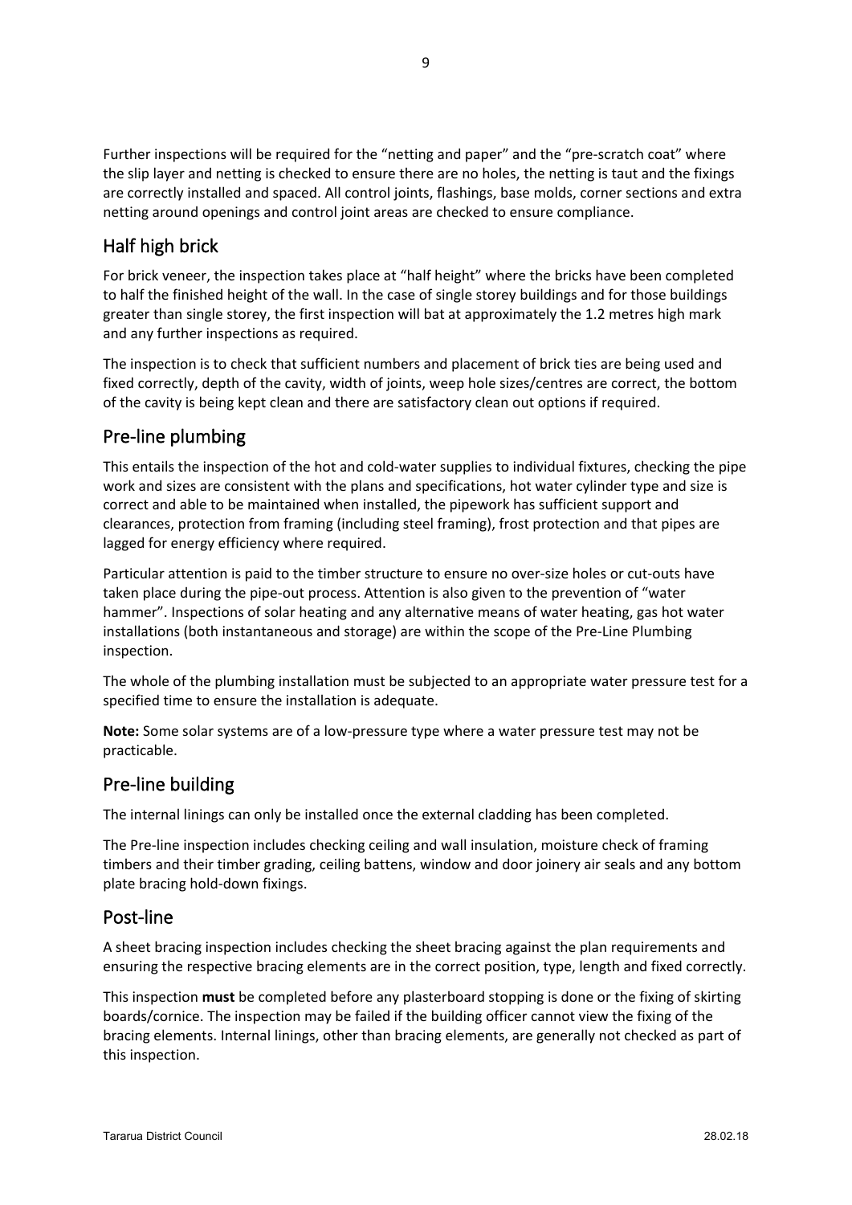Further inspections will be required for the “netting and paper” and the “pre-scratch coat” where the slip layer and netting is checked to ensure there are no holes, the netting is taut and the fixings are correctly installed and spaced. All control joints, flashings, base molds, corner sections and extra netting around openings and control joint areas are checked to ensure compliance.

## Half high brick

For brick veneer, the inspection takes place at “half height” where the bricks have been completed to half the finished height of the wall. In the case of single storey buildings and for those buildings greater than single storey, the first inspection will bat at approximately the 1.2 metres high mark and any further inspections as required.

The inspection is to check that sufficient numbers and placement of brick ties are being used and fixed correctly, depth of the cavity, width of joints, weep hole sizes/centres are correct, the bottom of the cavity is being kept clean and there are satisfactory clean out options if required.

## Pre-line plumbing

This entails the inspection of the hot and cold-water supplies to individual fixtures, checking the pipe work and sizes are consistent with the plans and specifications, hot water cylinder type and size is correct and able to be maintained when installed, the pipework has sufficient support and clearances, protection from framing (including steel framing), frost protection and that pipes are lagged for energy efficiency where required.

Particular attention is paid to the timber structure to ensure no over-size holes or cut-outs have taken place during the pipe-out process. Attention is also given to the prevention of “water hammer”. Inspections of solar heating and any alternative means of water heating, gas hot water installations (both instantaneous and storage) are within the scope of the Pre-Line Plumbing inspection.

The whole of the plumbing installation must be subjected to an appropriate water pressure test for a specified time to ensure the installation is adequate.

**Note:** Some solar systems are of a low-pressure type where a water pressure test may not be practicable.

## Pre-line building

The internal linings can only be installed once the external cladding has been completed.

The Pre-line inspection includes checking ceiling and wall insulation, moisture check of framing timbers and their timber grading, ceiling battens, window and door joinery air seals and any bottom plate bracing hold-down fixings.

## Post-line

A sheet bracing inspection includes checking the sheet bracing against the plan requirements and ensuring the respective bracing elements are in the correct position, type, length and fixed correctly.

This inspection **must** be completed before any plasterboard stopping is done or the fixing of skirting boards/cornice. The inspection may be failed if the building officer cannot view the fixing of the bracing elements. Internal linings, other than bracing elements, are generally not checked as part of this inspection.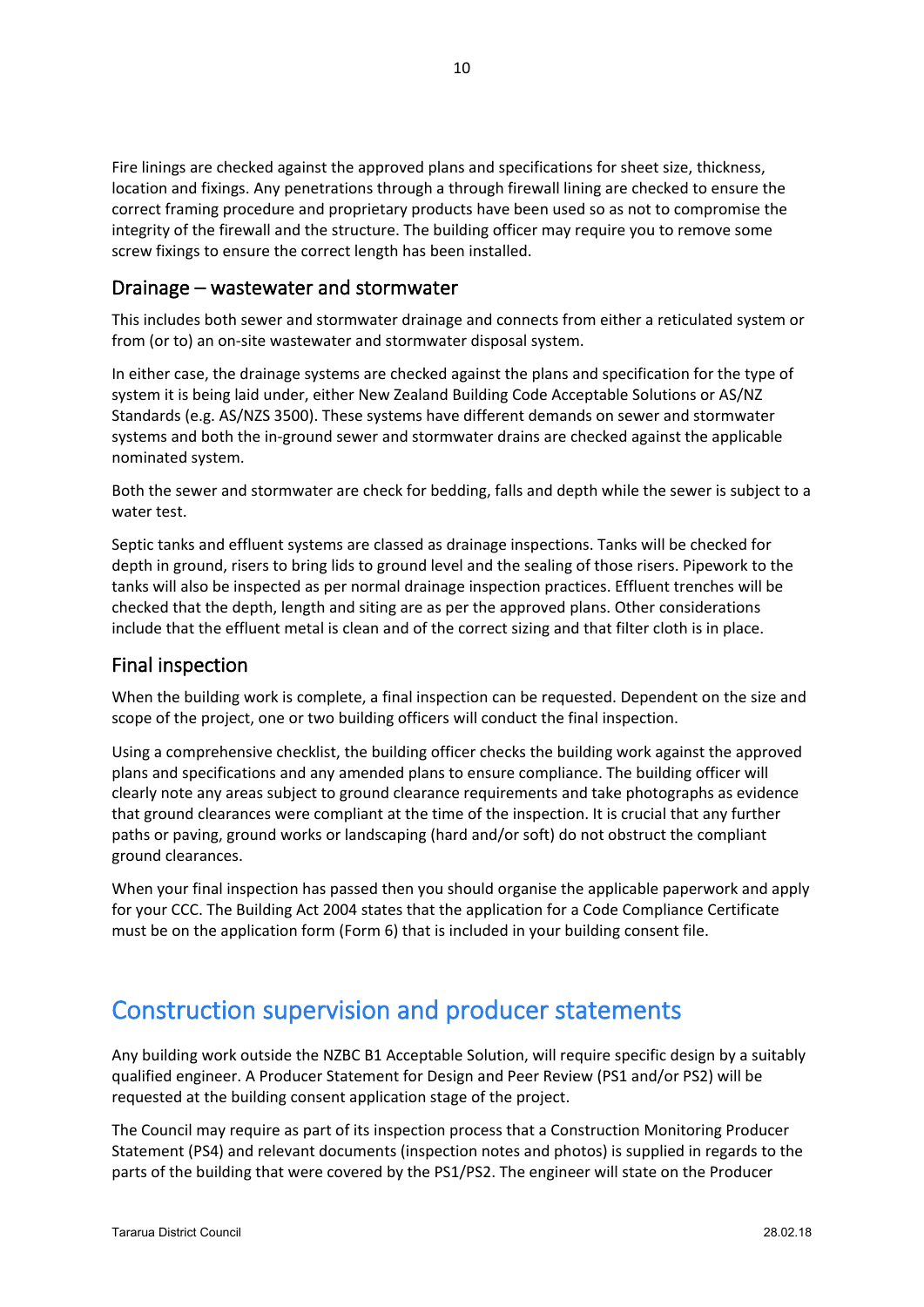Fire linings are checked against the approved plans and specifications for sheet size, thickness, location and fixings. Any penetrations through a through firewall lining are checked to ensure the correct framing procedure and proprietary products have been used so as not to compromise the integrity of the firewall and the structure. The building officer may require you to remove some screw fixings to ensure the correct length has been installed.

### Drainage – wastewater and stormwater

This includes both sewer and stormwater drainage and connects from either a reticulated system or from (or to) an on-site wastewater and stormwater disposal system.

In either case, the drainage systems are checked against the plans and specification for the type of system it is being laid under, either New Zealand Building Code Acceptable Solutions or AS/NZ Standards (e.g. AS/NZS 3500). These systems have different demands on sewer and stormwater systems and both the in-ground sewer and stormwater drains are checked against the applicable nominated system.

Both the sewer and stormwater are check for bedding, falls and depth while the sewer is subject to a water test.

Septic tanks and effluent systems are classed as drainage inspections. Tanks will be checked for depth in ground, risers to bring lids to ground level and the sealing of those risers. Pipework to the tanks will also be inspected as per normal drainage inspection practices. Effluent trenches will be checked that the depth, length and siting are as per the approved plans. Other considerations include that the effluent metal is clean and of the correct sizing and that filter cloth is in place.

### Final inspection

When the building work is complete, a final inspection can be requested. Dependent on the size and scope of the project, one or two building officers will conduct the final inspection.

Using a comprehensive checklist, the building officer checks the building work against the approved plans and specifications and any amended plans to ensure compliance. The building officer will clearly note any areas subject to ground clearance requirements and take photographs as evidence that ground clearances were compliant at the time of the inspection. It is crucial that any further paths or paving, ground works or landscaping (hard and/or soft) do not obstruct the compliant ground clearances.

When your final inspection has passed then you should organise the applicable paperwork and apply for your CCC. The Building Act 2004 states that the application for a Code Compliance Certificate must be on the application form (Form 6) that is included in your building consent file.

## Construction supervision and producer statements

Any building work outside the NZBC B1 Acceptable Solution, will require specific design by a suitably qualified engineer. A Producer Statement for Design and Peer Review (PS1 and/or PS2) will be requested at the building consent application stage of the project.

The Council may require as part of its inspection process that a Construction Monitoring Producer Statement (PS4) and relevant documents (inspection notes and photos) is supplied in regards to the parts of the building that were covered by the PS1/PS2. The engineer will state on the Producer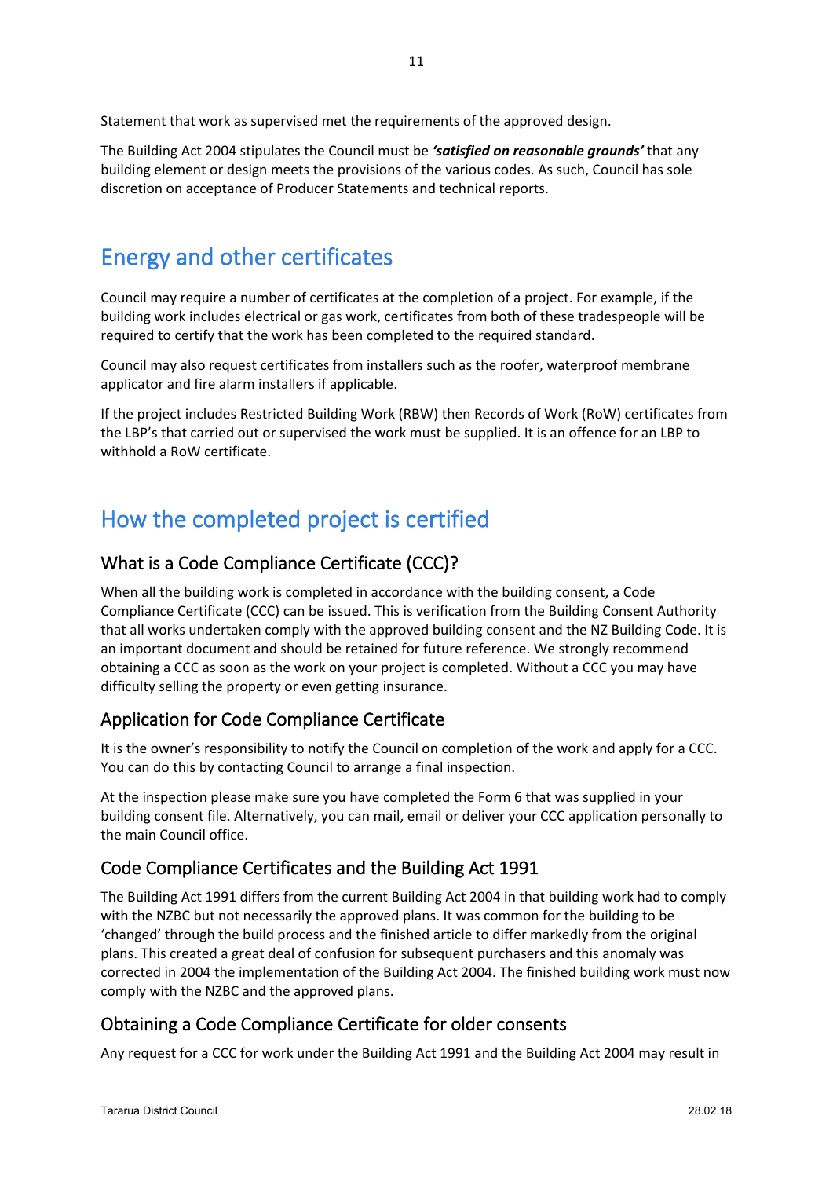Statement that work as supervised met the requirements of the approved design.

The Building Act 2004 stipulates the Council must be ***'satisfied on reasonable grounds'*** that any building element or design meets the provisions of the various codes. As such, Council has sole discretion on acceptance of Producer Statements and technical reports.

# Energy and other certificates

Council may require a number of certificates at the completion of a project. For example, if the building work includes electrical or gas work, certificates from both of these tradespeople will be required to certify that the work has been completed to the required standard.

Council may also request certificates from installers such as the roofer, waterproof membrane applicator and fire alarm installers if applicable.

If the project includes Restricted Building Work (RBW) then Records of Work (RoW) certificates from the LBP's that carried out or supervised the work must be supplied. It is an offence for an LBP to withhold a RoW certificate.

# How the completed project is certified

## What is a Code Compliance Certificate (CCC)?

When all the building work is completed in accordance with the building consent, a Code Compliance Certificate (CCC) can be issued. This is verification from the Building Consent Authority that all works undertaken comply with the approved building consent and the NZ Building Code. It is an important document and should be retained for future reference. We strongly recommend obtaining a CCC as soon as the work on your project is completed. Without a CCC you may have difficulty selling the property or even getting insurance.

## Application for Code Compliance Certificate

It is the owner's responsibility to notify the Council on completion of the work and apply for a CCC. You can do this by contacting Council to arrange a final inspection.

At the inspection please make sure you have completed the Form 6 that was supplied in your building consent file. Alternatively, you can mail, email or deliver your CCC application personally to the main Council office.

## Code Compliance Certificates and the Building Act 1991

The Building Act 1991 differs from the current Building Act 2004 in that building work had to comply with the NZBC but not necessarily the approved plans. It was common for the building to be 'changed' through the build process and the finished article to differ markedly from the original plans. This created a great deal of confusion for subsequent purchasers and this anomaly was corrected in 2004 the implementation of the Building Act 2004. The finished building work must now comply with the NZBC and the approved plans.

## Obtaining a Code Compliance Certificate for older consents

Any request for a CCC for work under the Building Act 1991 and the Building Act 2004 may result in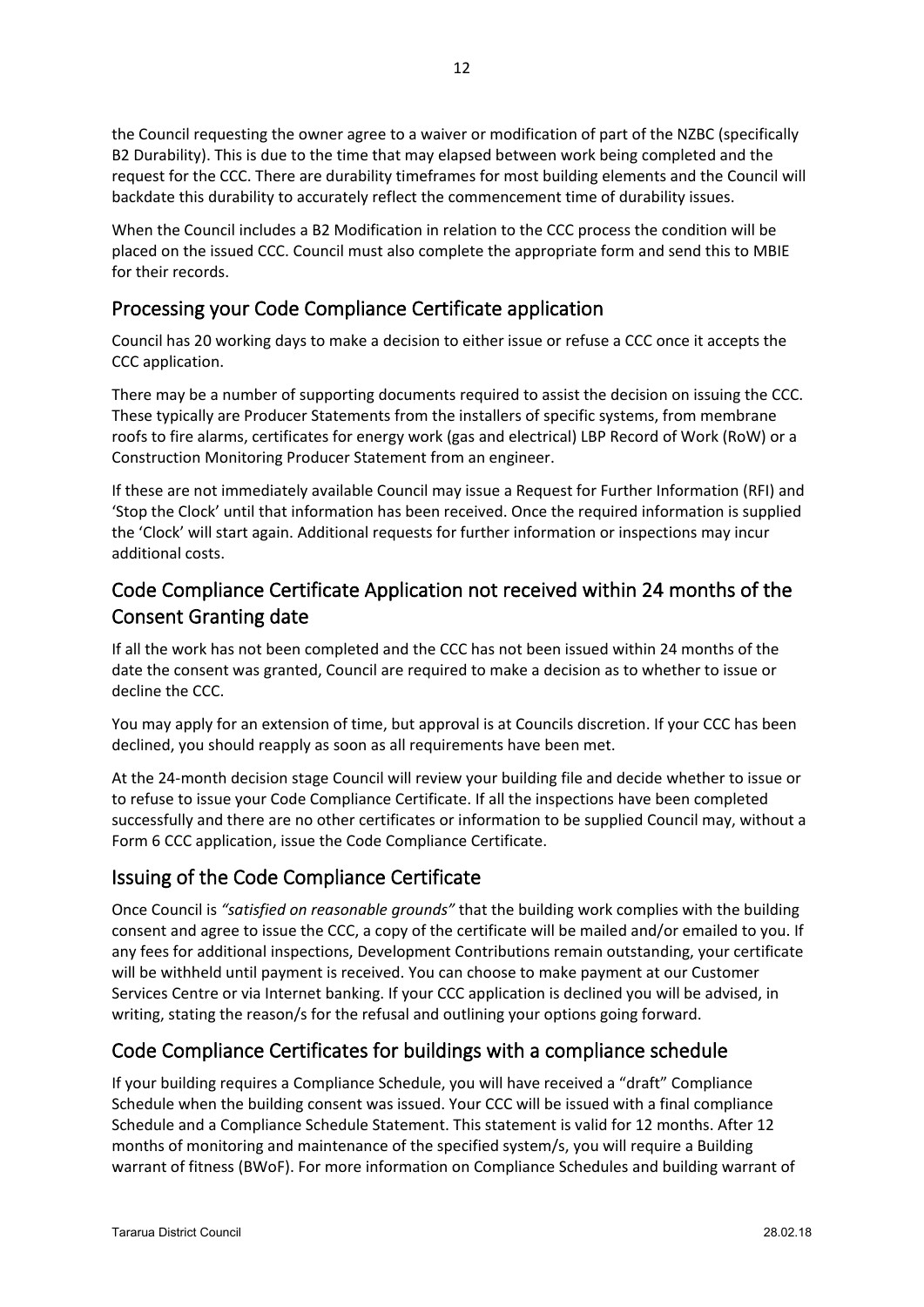the Council requesting the owner agree to a waiver or modification of part of the NZBC (specifically B2 Durability). This is due to the time that may elapsed between work being completed and the request for the CCC. There are durability timeframes for most building elements and the Council will backdate this durability to accurately reflect the commencement time of durability issues.

When the Council includes a B2 Modification in relation to the CCC process the condition will be placed on the issued CCC. Council must also complete the appropriate form and send this to MBIE for their records.

## Processing your Code Compliance Certificate application

Council has 20 working days to make a decision to either issue or refuse a CCC once it accepts the CCC application.

There may be a number of supporting documents required to assist the decision on issuing the CCC. These typically are Producer Statements from the installers of specific systems, from membrane roofs to fire alarms, certificates for energy work (gas and electrical) LBP Record of Work (RoW) or a Construction Monitoring Producer Statement from an engineer.

If these are not immediately available Council may issue a Request for Further Information (RFI) and 'Stop the Clock' until that information has been received. Once the required information is supplied the 'Clock' will start again. Additional requests for further information or inspections may incur additional costs.

## Code Compliance Certificate Application not received within 24 months of the Consent Granting date

If all the work has not been completed and the CCC has not been issued within 24 months of the date the consent was granted, Council are required to make a decision as to whether to issue or decline the CCC.

You may apply for an extension of time, but approval is at Councils discretion. If your CCC has been declined, you should reapply as soon as all requirements have been met.

At the 24-month decision stage Council will review your building file and decide whether to issue or to refuse to issue your Code Compliance Certificate. If all the inspections have been completed successfully and there are no other certificates or information to be supplied Council may, without a Form 6 CCC application, issue the Code Compliance Certificate.

## Issuing of the Code Compliance Certificate

Once Council is *"satisfied on reasonable grounds"* that the building work complies with the building consent and agree to issue the CCC, a copy of the certificate will be mailed and/or emailed to you. If any fees for additional inspections, Development Contributions remain outstanding, your certificate will be withheld until payment is received. You can choose to make payment at our Customer Services Centre or via Internet banking. If your CCC application is declined you will be advised, in writing, stating the reason/s for the refusal and outlining your options going forward.

## Code Compliance Certificates for buildings with a compliance schedule

If your building requires a Compliance Schedule, you will have received a "draft" Compliance Schedule when the building consent was issued. Your CCC will be issued with a final compliance Schedule and a Compliance Schedule Statement. This statement is valid for 12 months. After 12 months of monitoring and maintenance of the specified system/s, you will require a Building warrant of fitness (BWoF). For more information on Compliance Schedules and building warrant of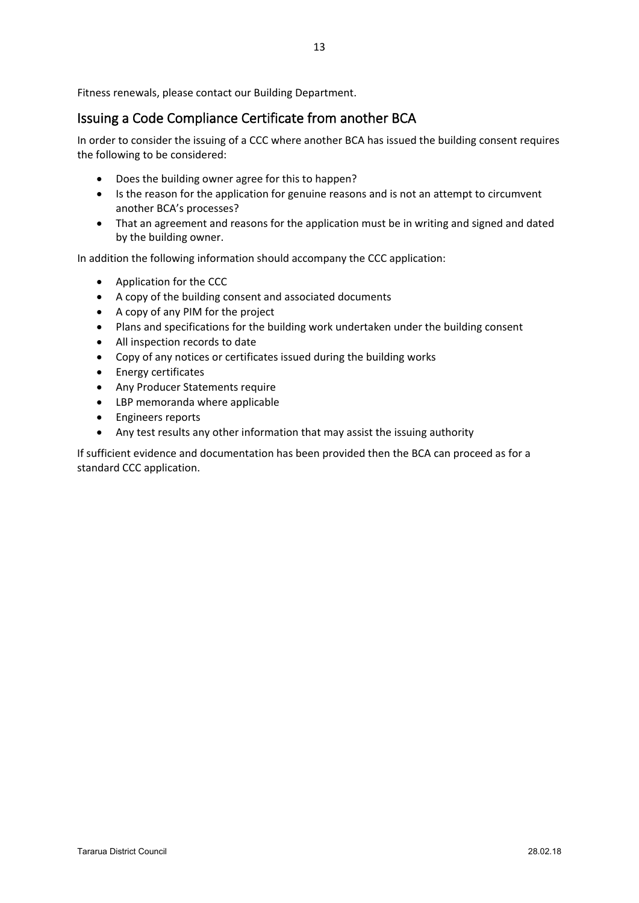Fitness renewals, please contact our Building Department.

## Issuing a Code Compliance Certificate from another BCA

In order to consider the issuing of a CCC where another BCA has issued the building consent requires the following to be considered:

- Does the building owner agree for this to happen?
- Is the reason for the application for genuine reasons and is not an attempt to circumvent another BCA's processes?
- That an agreement and reasons for the application must be in writing and signed and dated by the building owner.

In addition the following information should accompany the CCC application:

- Application for the CCC
- A copy of the building consent and associated documents
- A copy of any PIM for the project
- Plans and specifications for the building work undertaken under the building consent
- All inspection records to date
- Copy of any notices or certificates issued during the building works
- Energy certificates
- Any Producer Statements require
- LBP memoranda where applicable
- Engineers reports
- Any test results any other information that may assist the issuing authority

If sufficient evidence and documentation has been provided then the BCA can proceed as for a standard CCC application.